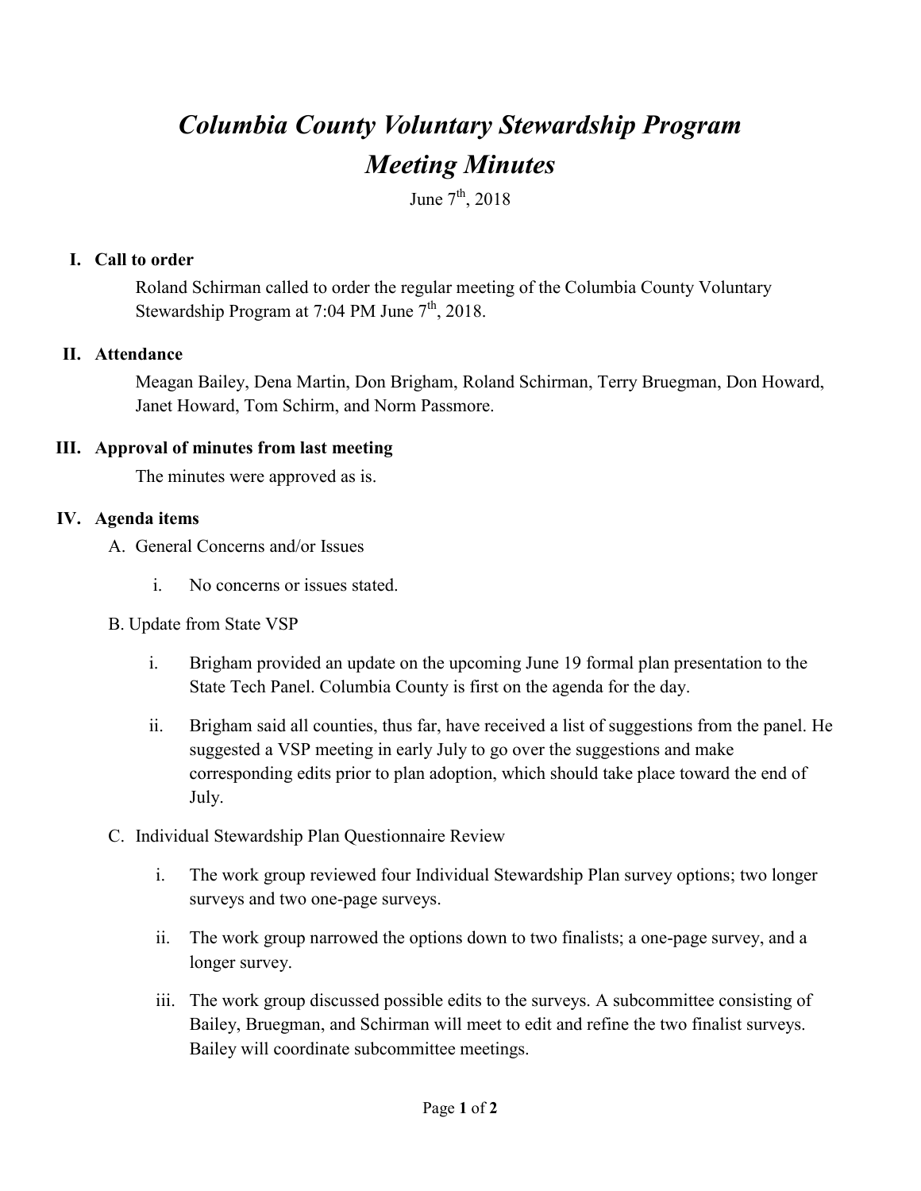# *Columbia County Voluntary Stewardship Program*
# *Meeting Minutes*

June 7th, 2018

## I. Call to order

Roland Schirman called to order the regular meeting of the Columbia County Voluntary Stewardship Program at 7:04 PM June 7th, 2018.

## II. Attendance

Meagan Bailey, Dena Martin, Don Brigham, Roland Schirman, Terry Bruegman, Don Howard, Janet Howard, Tom Schirm, and Norm Passmore.

## III. Approval of minutes from last meeting

The minutes were approved as is.

## IV. Agenda items

A. General Concerns and/or Issues

i. No concerns or issues stated.

B. Update from State VSP

i. Brigham provided an update on the upcoming June 19 formal plan presentation to the State Tech Panel. Columbia County is first on the agenda for the day.

ii. Brigham said all counties, thus far, have received a list of suggestions from the panel. He suggested a VSP meeting in early July to go over the suggestions and make corresponding edits prior to plan adoption, which should take place toward the end of July.

C. Individual Stewardship Plan Questionnaire Review

i. The work group reviewed four Individual Stewardship Plan survey options; two longer surveys and two one-page surveys.

ii. The work group narrowed the options down to two finalists; a one-page survey, and a longer survey.

iii. The work group discussed possible edits to the surveys. A subcommittee consisting of Bailey, Bruegman, and Schirman will meet to edit and refine the two finalist surveys. Bailey will coordinate subcommittee meetings.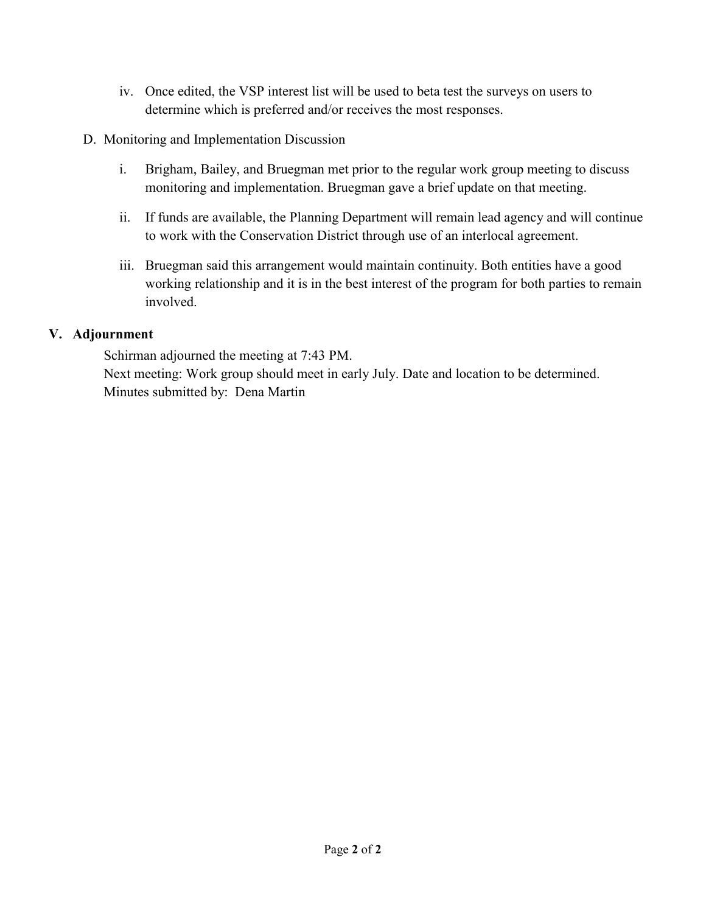iv. Once edited, the VSP interest list will be used to beta test the surveys on users to determine which is preferred and/or receives the most responses.

D. Monitoring and Implementation Discussion

i. Brigham, Bailey, and Bruegman met prior to the regular work group meeting to discuss monitoring and implementation. Bruegman gave a brief update on that meeting.

ii. If funds are available, the Planning Department will remain lead agency and will continue to work with the Conservation District through use of an interlocal agreement.

iii. Bruegman said this arrangement would maintain continuity. Both entities have a good working relationship and it is in the best interest of the program for both parties to remain involved.

## V. Adjournment

Schirman adjourned the meeting at 7:43 PM.
Next meeting: Work group should meet in early July. Date and location to be determined.
Minutes submitted by: Dena Martin